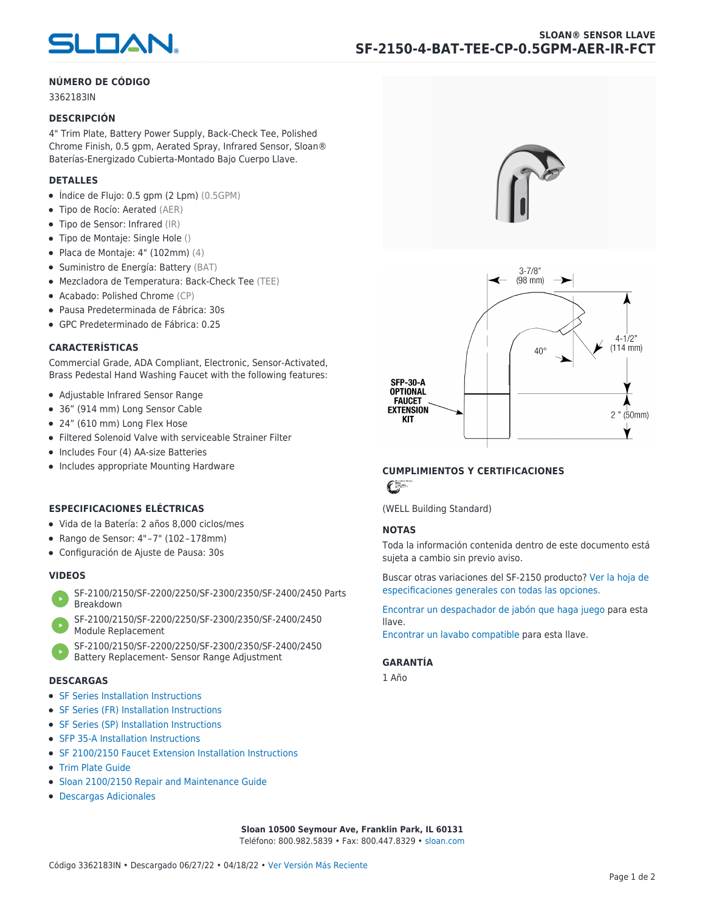# SLOAN® SENSOR LLAVE

## SF-2150-4-BAT-TEE-CP-0.5GPM-AER-IR-FCT

### NÚMERO DE CÓDIGO

3362183IN

### DESCRIPCIÓN

4" Trim Plate, Battery Power Supply, Back-Check Tee, Polished Chrome Finish, 0.5 gpm, Aerated Spray, Infrared Sensor, Sloan® Baterías-Energizado Cubierta-Montado Bajo Cuerpo Llave.

### DETALLES

- Índice de Flujo: 0.5 gpm (2 Lpm) (0.5GPM)
- Tipo de Rocío: Aerated (AER)
- Tipo de Sensor: Infrared (IR)
- Tipo de Montaje: Single Hole ()
- Placa de Montaje: 4" (102mm) (4)
- Suministro de Energía: Battery (BAT)
- Mezcladora de Temperatura: Back-Check Tee (TEE)
- Acabado: Polished Chrome (CP)
- Pausa Predeterminada de Fábrica: 30s
- GPC Predeterminado de Fábrica: 0.25

### CARACTERÍSTICAS

Commercial Grade, ADA Compliant, Electronic, Sensor-Activated, Brass Pedestal Hand Washing Faucet with the following features:

- Adjustable Infrared Sensor Range
- 36" (914 mm) Long Sensor Cable
- 24" (610 mm) Long Flex Hose
- Filtered Solenoid Valve with serviceable Strainer Filter
- Includes Four (4) AA-size Batteries
- Includes appropriate Mounting Hardware

### ESPECIFICACIONES ELÉCTRICAS

- Vida de la Batería: 2 años 8,000 ciclos/mes
- Rango de Sensor: 4"–7" (102–178mm)
- Configuración de Ajuste de Pausa: 30s

### VIDEOS

- SF-2100/2150/SF-2200/2250/SF-2300/2350/SF-2400/2450 Parts Breakdown
- SF-2100/2150/SF-2200/2250/SF-2300/2350/SF-2400/2450 Module Replacement
- SF-2100/2150/SF-2200/2250/SF-2300/2350/SF-2400/2450 Battery Replacement- Sensor Range Adjustment

### DESCARGAS

- SF Series Installation Instructions
- SF Series (FR) Installation Instructions
- SF Series (SP) Installation Instructions
- SFP 35-A Installation Instructions
- SF 2100/2150 Faucet Extension Installation Instructions
- Trim Plate Guide
- Sloan 2100/2150 Repair and Maintenance Guide
- Descargas Adicionales

3-7/8" (98 mm)

4-1/2" (114 mm)

40°

2 " (50mm)

SFP-30-A OPTIONAL FAUCET EXTENSION KIT

### CUMPLIMIENTOS Y CERTIFICACIONES

(WELL Building Standard)

### NOTAS

Toda la información contenida dentro de este documento está sujeta a cambio sin previo aviso.

Buscar otras variaciones del SF-2150 producto? Ver la hoja de especificaciones generales con todas las opciones.

Encontrar un despachador de jabón que haga juego para esta llave.

Encontrar un lavabo compatible para esta llave.

### GARANTÍA

1 Año

**Sloan 10500 Seymour Ave, Franklin Park, IL 60131**

Teléfono: 800.982.5839 • Fax: 800.447.8329 • sloan.com

Código 3362183IN • Descargado 06/27/22 • 04/18/22 • Ver Versión Más Reciente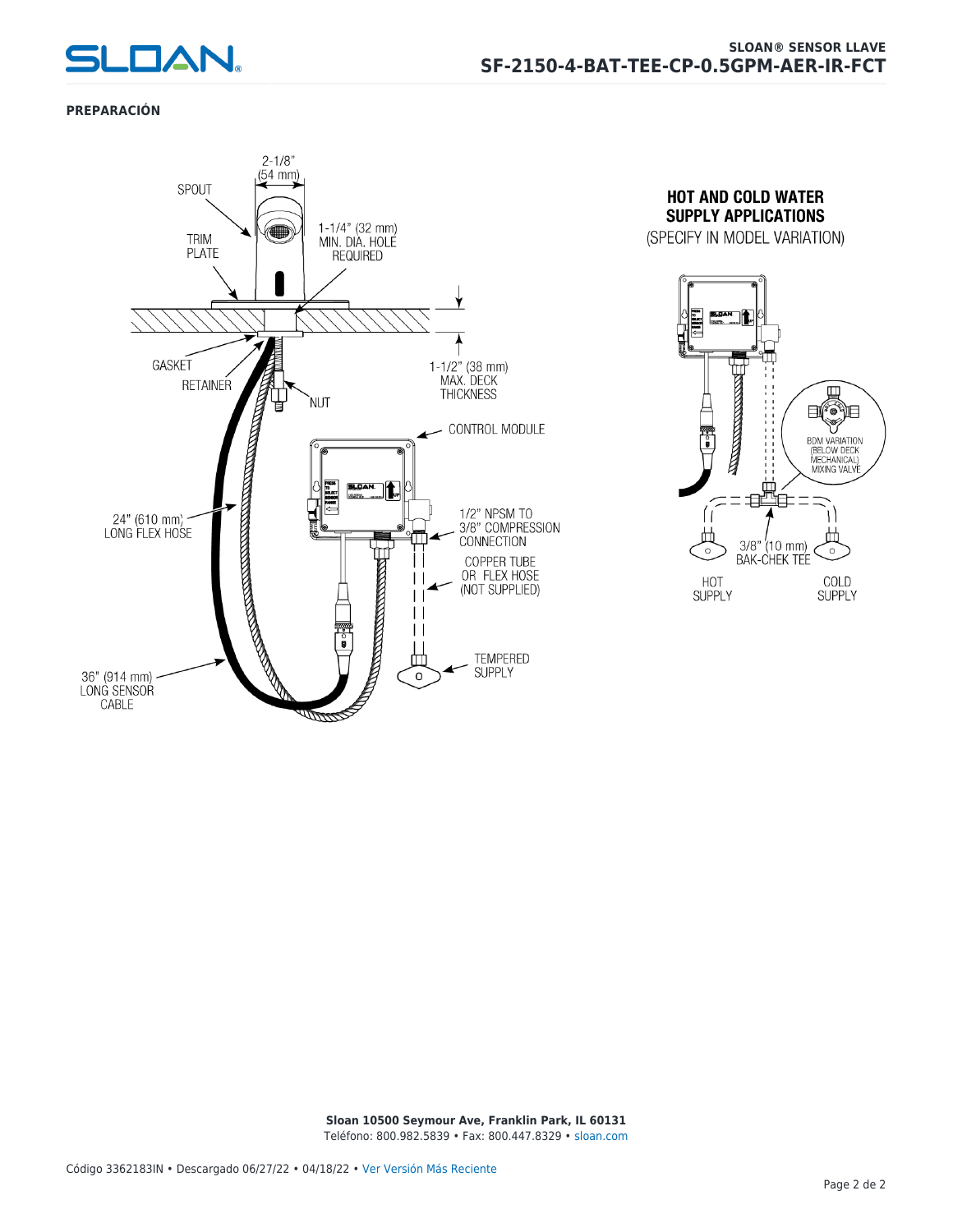## PREPARACIÓN

2-1/8" (54 mm)

SPOUT

TRIM PLATE

1-1/4" (32 mm) MIN. DIA. HOLE REQUIRED

GASKET

RETAINER

NUT

1-1/2" (38 mm) MAX. DECK THICKNESS

CONTROL MODULE

24" (610 mm) LONG FLEX HOSE

1/2" NPSM TO 3/8" COMPRESSION CONNECTION

COPPER TUBE OR FLEX HOSE (NOT SUPPLIED)

TEMPERED SUPPLY

36" (914 mm) LONG SENSOR CABLE

HOT AND COLD WATER SUPPLY APPLICATIONS

(SPECIFY IN MODEL VARIATION)

BDM VARIATION (BELOW DECK MECHANICAL) MIXING VALVE

3/8" (10 mm) BAK-CHEK TEE

HOT SUPPLY

COLD SUPPLY

**Sloan 10500 Seymour Ave, Franklin Park, IL 60131**
Teléfono: 800.982.5839 • Fax: 800.447.8329 • sloan.com

Código 3362183IN • Descargado 06/27/22 • 04/18/22 • Ver Versión Más Reciente